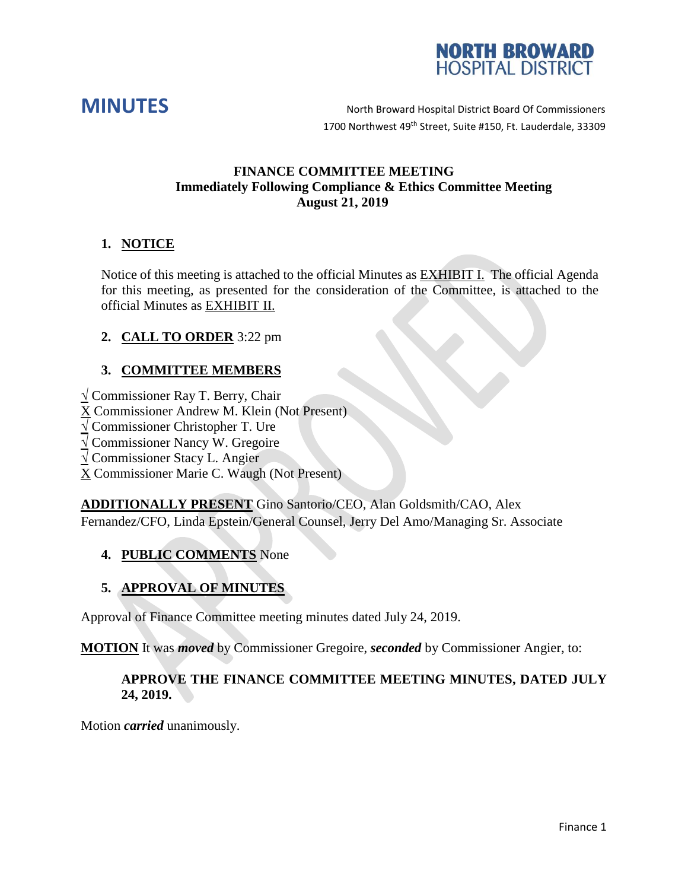# MINUTES

North Broward Hospital District Board Of Commissioners
1700 Northwest 49th Street, Suite #150, Ft. Lauderdale, 33309

**FINANCE COMMITTEE MEETING**
**Immediately Following Compliance & Ethics Committee Meeting**
**August 21, 2019**

## 1. NOTICE

Notice of this meeting is attached to the official Minutes as EXHIBIT I. The official Agenda for this meeting, as presented for the consideration of the Committee, is attached to the official Minutes as EXHIBIT II.

## 2. CALL TO ORDER 3:22 pm

## 3. COMMITTEE MEMBERS

√ Commissioner Ray T. Berry, Chair
X Commissioner Andrew M. Klein (Not Present)
√ Commissioner Christopher T. Ure
√ Commissioner Nancy W. Gregoire
√ Commissioner Stacy L. Angier
X Commissioner Marie C. Waugh (Not Present)

**ADDITIONALLY PRESENT** Gino Santorio/CEO, Alan Goldsmith/CAO, Alex Fernandez/CFO, Linda Epstein/General Counsel, Jerry Del Amo/Managing Sr. Associate

## 4. PUBLIC COMMENTS None

## 5. APPROVAL OF MINUTES

Approval of Finance Committee meeting minutes dated July 24, 2019.

**MOTION** It was ***moved*** by Commissioner Gregoire, ***seconded*** by Commissioner Angier, to:

**APPROVE THE FINANCE COMMITTEE MEETING MINUTES, DATED JULY 24, 2019.**

Motion ***carried*** unanimously.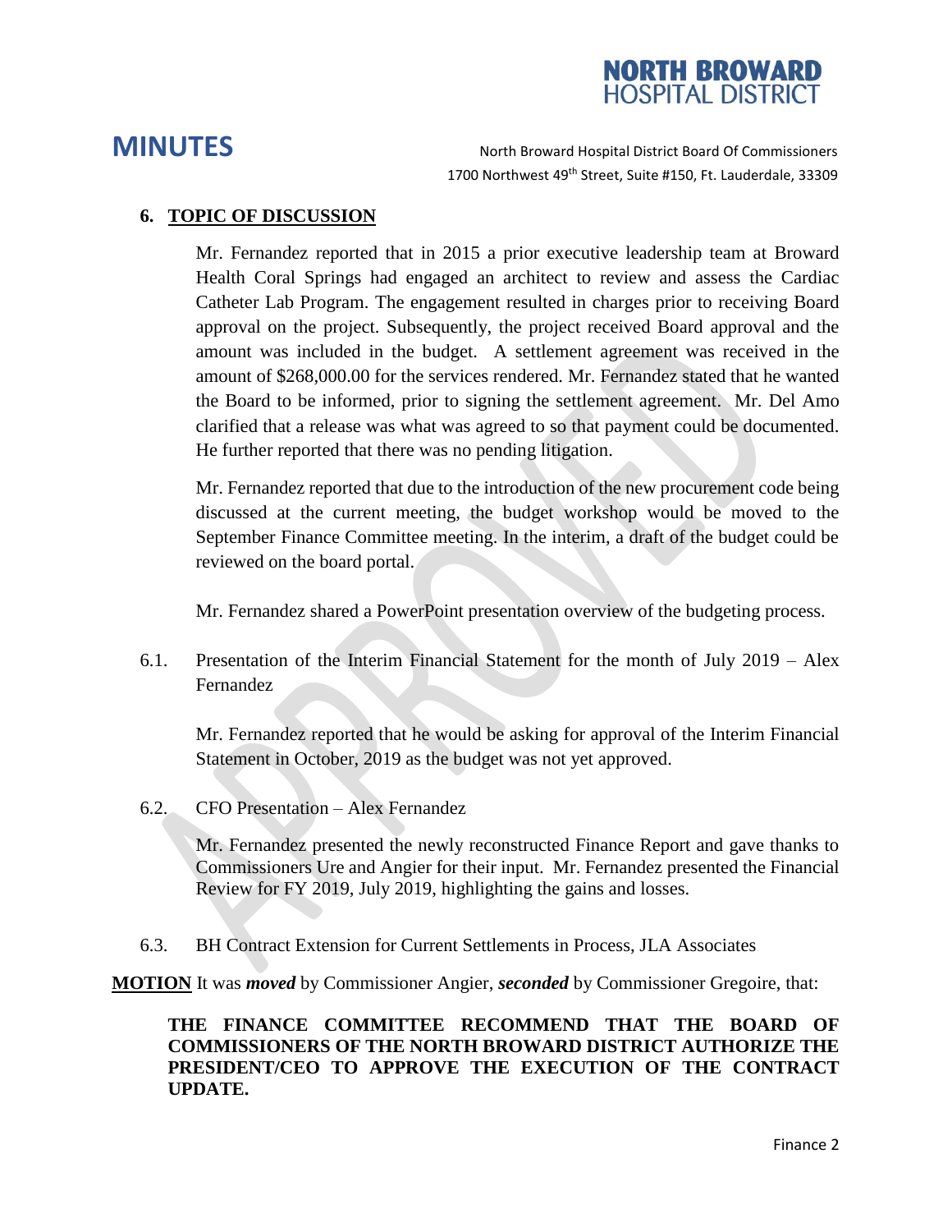# MINUTES

North Broward Hospital District Board Of Commissioners
1700 Northwest 49th Street, Suite #150, Ft. Lauderdale, 33309

## 6. TOPIC OF DISCUSSION

Mr. Fernandez reported that in 2015 a prior executive leadership team at Broward Health Coral Springs had engaged an architect to review and assess the Cardiac Catheter Lab Program. The engagement resulted in charges prior to receiving Board approval on the project. Subsequently, the project received Board approval and the amount was included in the budget. A settlement agreement was received in the amount of $268,000.00 for the services rendered. Mr. Fernandez stated that he wanted the Board to be informed, prior to signing the settlement agreement. Mr. Del Amo clarified that a release was what was agreed to so that payment could be documented. He further reported that there was no pending litigation.

Mr. Fernandez reported that due to the introduction of the new procurement code being discussed at the current meeting, the budget workshop would be moved to the September Finance Committee meeting. In the interim, a draft of the budget could be reviewed on the board portal.

Mr. Fernandez shared a PowerPoint presentation overview of the budgeting process.

6.1. Presentation of the Interim Financial Statement for the month of July 2019 – Alex Fernandez

Mr. Fernandez reported that he would be asking for approval of the Interim Financial Statement in October, 2019 as the budget was not yet approved.

6.2. CFO Presentation – Alex Fernandez

Mr. Fernandez presented the newly reconstructed Finance Report and gave thanks to Commissioners Ure and Angier for their input. Mr. Fernandez presented the Financial Review for FY 2019, July 2019, highlighting the gains and losses.

6.3. BH Contract Extension for Current Settlements in Process, JLA Associates

**MOTION** It was ***moved*** by Commissioner Angier, ***seconded*** by Commissioner Gregoire, that:

**THE FINANCE COMMITTEE RECOMMEND THAT THE BOARD OF COMMISSIONERS OF THE NORTH BROWARD DISTRICT AUTHORIZE THE PRESIDENT/CEO TO APPROVE THE EXECUTION OF THE CONTRACT UPDATE.**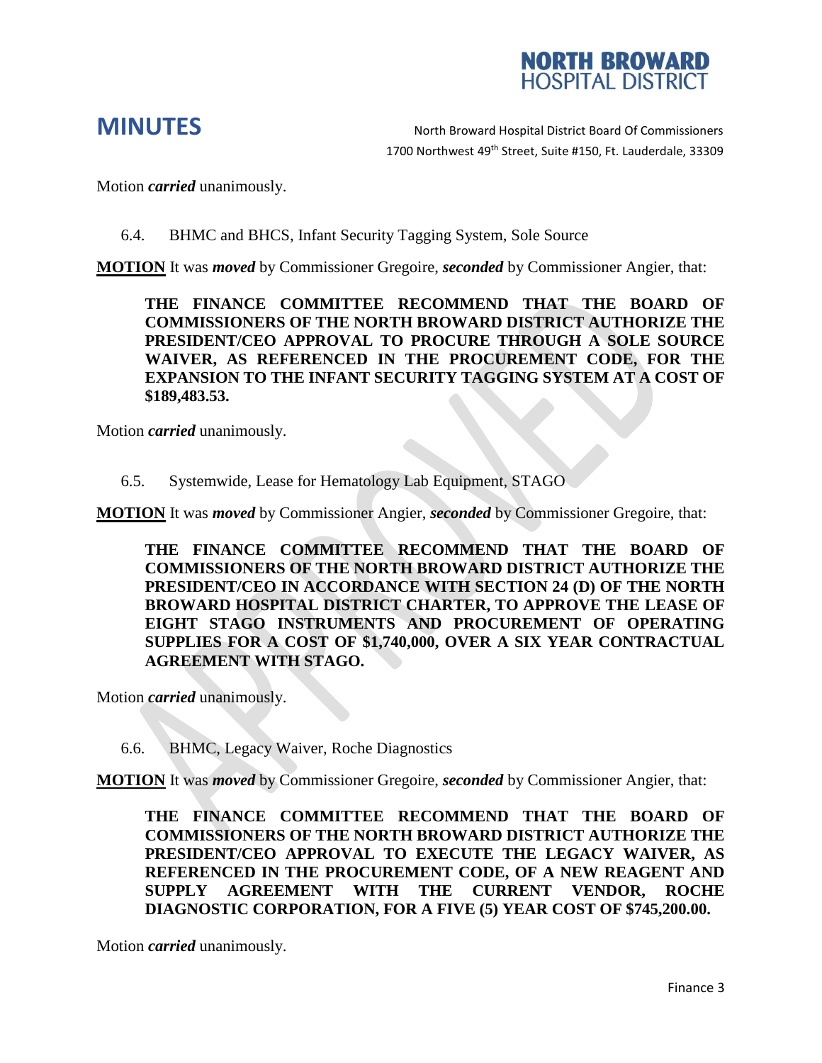Motion ***carried*** unanimously.

6.4. BHMC and BHCS, Infant Security Tagging System, Sole Source

**MOTION** It was ***moved*** by Commissioner Gregoire, ***seconded*** by Commissioner Angier, that:

> **THE FINANCE COMMITTEE RECOMMEND THAT THE BOARD OF COMMISSIONERS OF THE NORTH BROWARD HOSPITAL DISTRICT AUTHORIZE THE PRESIDENT/CEO APPROVAL TO PROCURE THROUGH A SOLE SOURCE WAIVER, AS REFERENCED IN THE PROCUREMENT CODE, FOR THE EXPANSION TO THE INFANT SECURITY TAGGING SYSTEM AT A COST OF $189,483.53.**

Motion ***carried*** unanimously.

6.5. Systemwide, Lease for Hematology Lab Equipment, STAGO

**MOTION** It was ***moved*** by Commissioner Angier, ***seconded*** by Commissioner Gregoire, that:

> **THE FINANCE COMMITTEE RECOMMEND THAT THE BOARD OF COMMISSIONERS OF THE NORTH BROWARD DISTRICT AUTHORIZE THE PRESIDENT/CEO IN ACCORDANCE WITH SECTION 24 (D) OF THE NORTH BROWARD HOSPITAL DISTRICT CHARTER, TO APPROVE THE LEASE OF EIGHT STAGO INSTRUMENTS AND PROCUREMENT OF OPERATING SUPPLIES FOR A COST OF $1,740,000, OVER A SIX YEAR CONTRACTUAL AGREEMENT WITH STAGO.**

Motion ***carried*** unanimously.

6.6. BHMC, Legacy Waiver, Roche Diagnostics

**MOTION** It was ***moved*** by Commissioner Gregoire, ***seconded*** by Commissioner Angier, that:

> **THE FINANCE COMMITTEE RECOMMEND THAT THE BOARD OF COMMISSIONERS OF THE NORTH BROWARD DISTRICT AUTHORIZE THE PRESIDENT/CEO APPROVAL TO EXECUTE THE LEGACY WAIVER, AS REFERENCED IN THE PROCUREMENT CODE, OF A NEW REAGENT AND SUPPLY AGREEMENT WITH THE CURRENT VENDOR, ROCHE DIAGNOSTIC CORPORATION, FOR A FIVE (5) YEAR COST OF $745,200.00.**

Motion ***carried*** unanimously.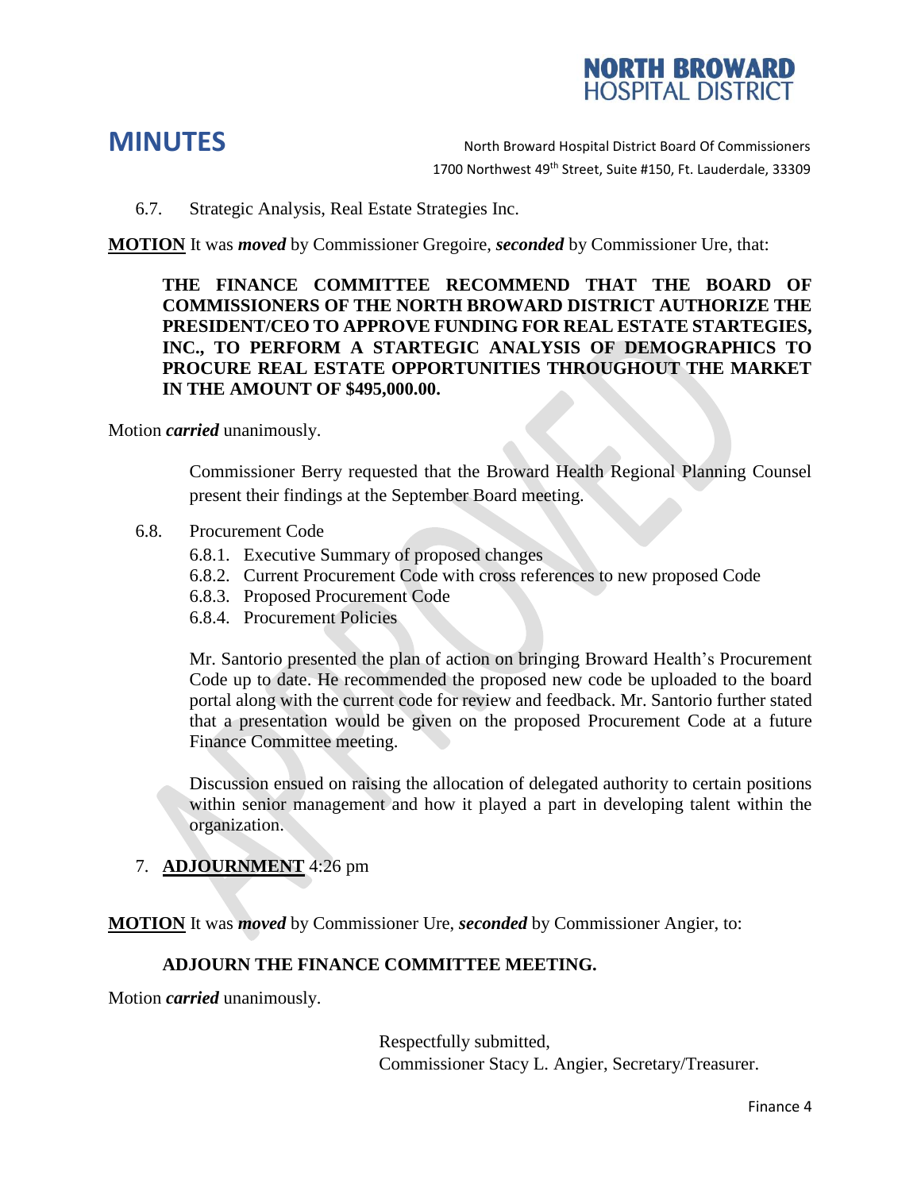6.7. Strategic Analysis, Real Estate Strategies Inc.

**MOTION** It was ***moved*** by Commissioner Gregoire, ***seconded*** by Commissioner Ure, that:

**THE FINANCE COMMITTEE RECOMMEND THAT THE BOARD OF COMMISSIONERS OF THE NORTH BROWARD DISTRICT AUTHORIZE THE PRESIDENT/CEO TO APPROVE FUNDING FOR REAL ESTATE STARTEGIES, INC., TO PERFORM A STARTEGIC ANALYSIS OF DEMOGRAPHICS TO PROCURE REAL ESTATE OPPORTUNITIES THROUGHOUT THE MARKET IN THE AMOUNT OF $495,000.00.**

Motion ***carried*** unanimously.

Commissioner Berry requested that the Broward Health Regional Planning Counsel present their findings at the September Board meeting.

6.8. Procurement Code
- 6.8.1. Executive Summary of proposed changes
- 6.8.2. Current Procurement Code with cross references to new proposed Code
- 6.8.3. Proposed Procurement Code
- 6.8.4. Procurement Policies

Mr. Santorio presented the plan of action on bringing Broward Health's Procurement Code up to date. He recommended the proposed new code be uploaded to the board portal along with the current code for review and feedback. Mr. Santorio further stated that a presentation would be given on the proposed Procurement Code at a future Finance Committee meeting.

Discussion ensued on raising the allocation of delegated authority to certain positions within senior management and how it played a part in developing talent within the organization.

7. **ADJOURNMENT** 4:26 pm

**MOTION** It was ***moved*** by Commissioner Ure, ***seconded*** by Commissioner Angier, to:

**ADJOURN THE FINANCE COMMITTEE MEETING.**

Motion ***carried*** unanimously.

Respectfully submitted,
Commissioner Stacy L. Angier, Secretary/Treasurer.